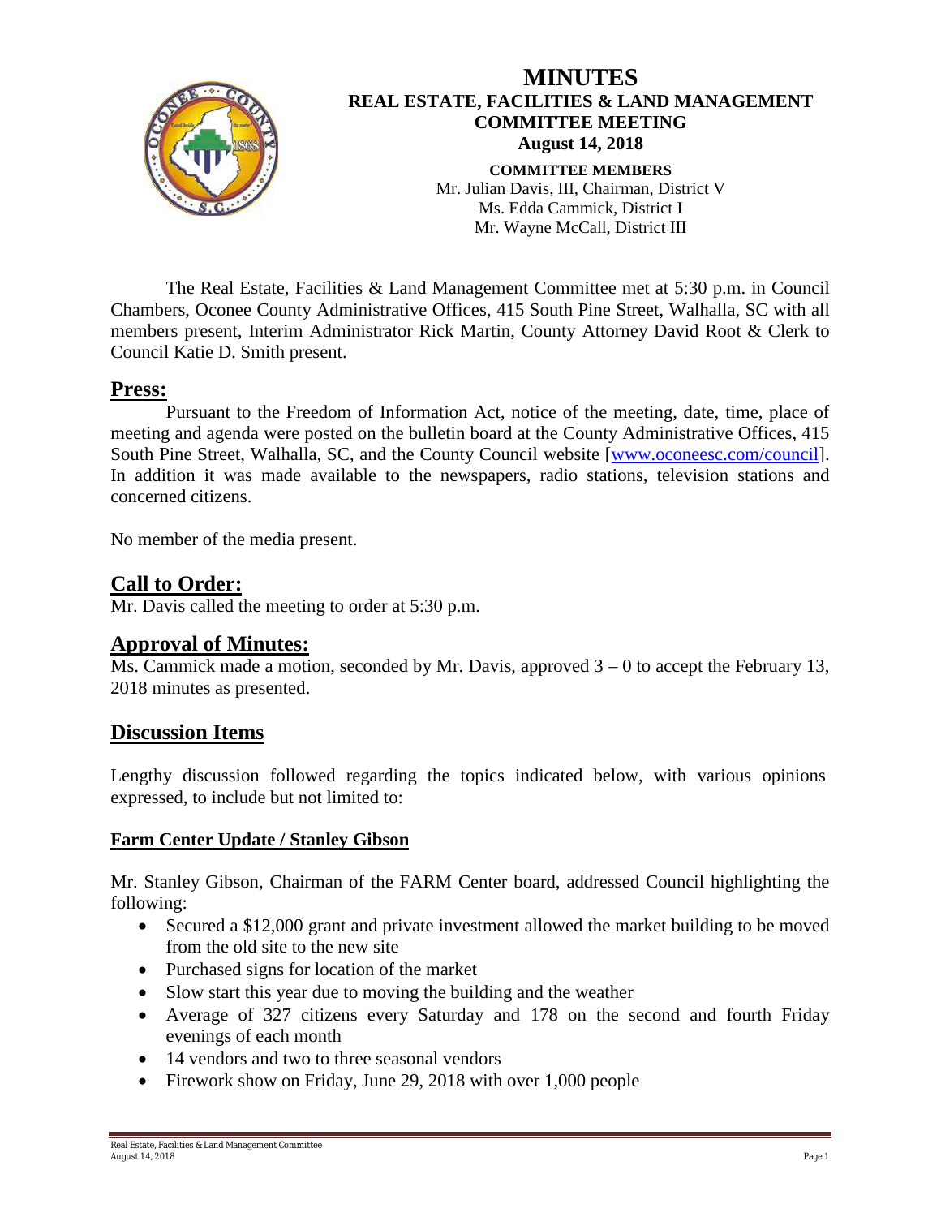# MINUTES
## REAL ESTATE, FACILITIES & LAND MANAGEMENT COMMITTEE MEETING
### August 14, 2018

**COMMITTEE MEMBERS**
Mr. Julian Davis, III, Chairman, District V
Ms. Edda Cammick, District I
Mr. Wayne McCall, District III

The Real Estate, Facilities & Land Management Committee met at 5:30 p.m. in Council Chambers, Oconee County Administrative Offices, 415 South Pine Street, Walhalla, SC with all members present, Interim Administrator Rick Martin, County Attorney David Root & Clerk to Council Katie D. Smith present.

## Press:

Pursuant to the Freedom of Information Act, notice of the meeting, date, time, place of meeting and agenda were posted on the bulletin board at the County Administrative Offices, 415 South Pine Street, Walhalla, SC, and the County Council website [www.oconeesc.com/council]. In addition it was made available to the newspapers, radio stations, television stations and concerned citizens.

No member of the media present.

## Call to Order:

Mr. Davis called the meeting to order at 5:30 p.m.

## Approval of Minutes:

Ms. Cammick made a motion, seconded by Mr. Davis, approved 3 – 0 to accept the February 13, 2018 minutes as presented.

## Discussion Items

Lengthy discussion followed regarding the topics indicated below, with various opinions expressed, to include but not limited to:

### Farm Center Update / Stanley Gibson

Mr. Stanley Gibson, Chairman of the FARM Center board, addressed Council highlighting the following:

- Secured a $12,000 grant and private investment allowed the market building to be moved from the old site to the new site
- Purchased signs for location of the market
- Slow start this year due to moving the building and the weather
- Average of 327 citizens every Saturday and 178 on the second and fourth Friday evenings of each month
- 14 vendors and two to three seasonal vendors
- Firework show on Friday, June 29, 2018 with over 1,000 people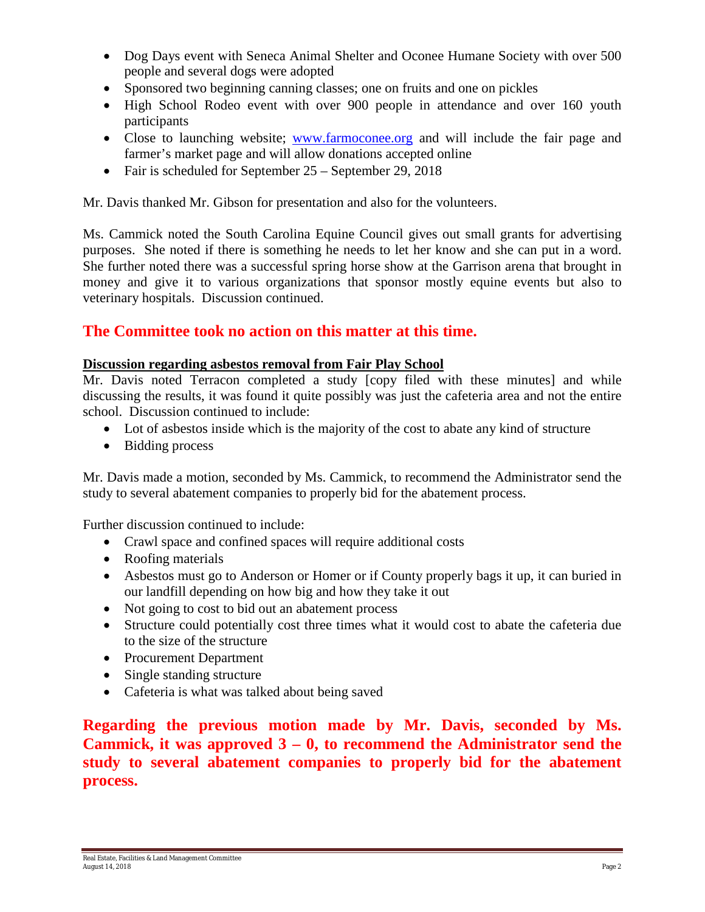- Dog Days event with Seneca Animal Shelter and Oconee Humane Society with over 500 people and several dogs were adopted
- Sponsored two beginning canning classes; one on fruits and one on pickles
- High School Rodeo event with over 900 people in attendance and over 160 youth participants
- Close to launching website; [www.farmoconee.org](http://www.farmoconee.org) and will include the fair page and farmer's market page and will allow donations accepted online
- Fair is scheduled for September 25 – September 29, 2018

Mr. Davis thanked Mr. Gibson for presentation and also for the volunteers.

Ms. Cammick noted the South Carolina Equine Council gives out small grants for advertising purposes. She noted if there is something he needs to let her know and she can put in a word. She further noted there was a successful spring horse show at the Garrison arena that brought in money and give it to various organizations that sponsor mostly equine events but also to veterinary hospitals. Discussion continued.

**The Committee took no action on this matter at this time.**

**Discussion regarding asbestos removal from Fair Play School**

Mr. Davis noted Terracon completed a study [copy filed with these minutes] and while discussing the results, it was found it quite possibly was just the cafeteria area and not the entire school. Discussion continued to include:

- Lot of asbestos inside which is the majority of the cost to abate any kind of structure
- Bidding process

Mr. Davis made a motion, seconded by Ms. Cammick, to recommend the Administrator send the study to several abatement companies to properly bid for the abatement process.

Further discussion continued to include:

- Crawl space and confined spaces will require additional costs
- Roofing materials
- Asbestos must go to Anderson or Homer or if County properly bags it up, it can buried in our landfill depending on how big and how they take it out
- Not going to cost to bid out an abatement process
- Structure could potentially cost three times what it would cost to abate the cafeteria due to the size of the structure
- Procurement Department
- Single standing structure
- Cafeteria is what was talked about being saved

**Regarding the previous motion made by Mr. Davis, seconded by Ms. Cammick, it was approved 3 – 0, to recommend the Administrator send the study to several abatement companies to properly bid for the abatement process.**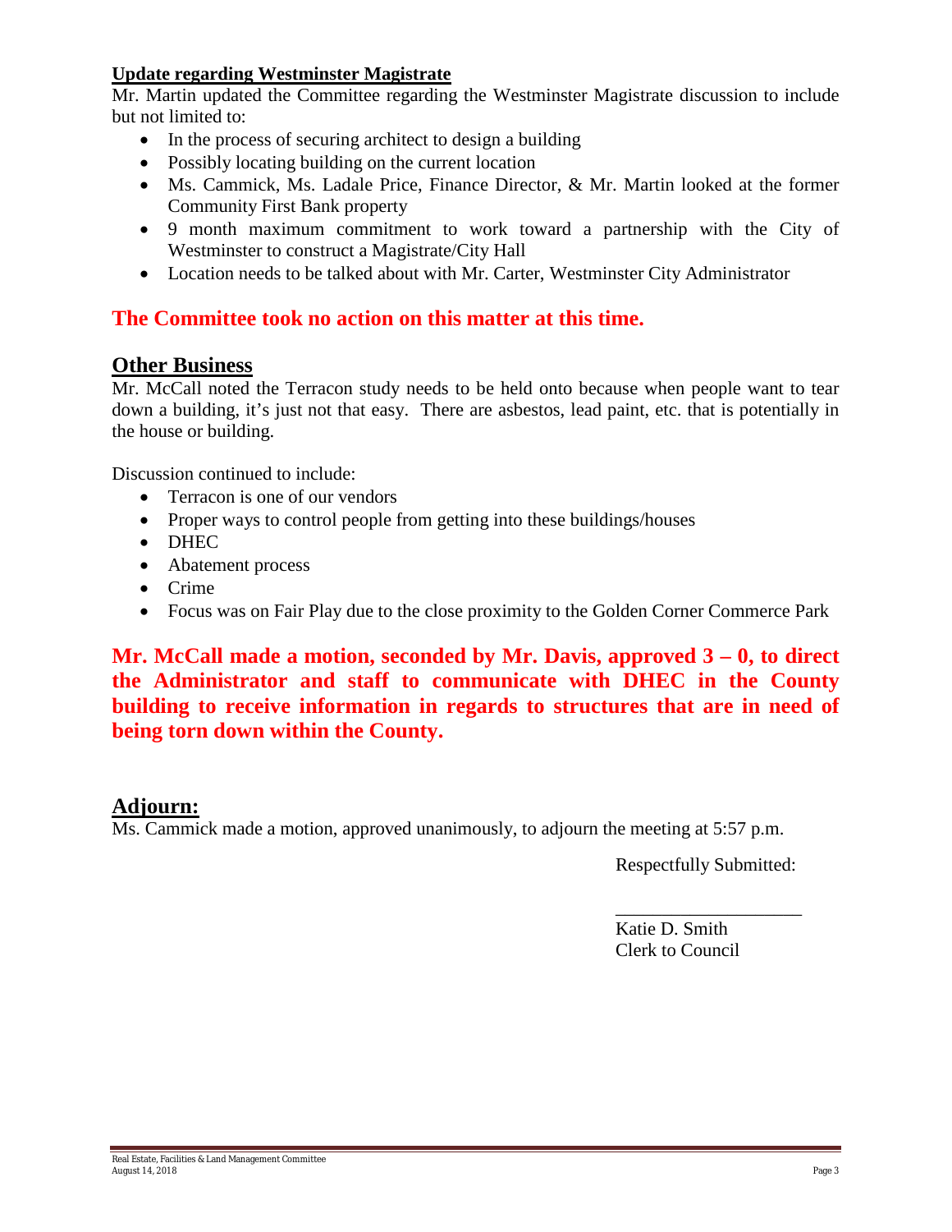**Update regarding Westminster Magistrate**

Mr. Martin updated the Committee regarding the Westminster Magistrate discussion to include but not limited to:

- In the process of securing architect to design a building
- Possibly locating building on the current location
- Ms. Cammick, Ms. Ladale Price, Finance Director, & Mr. Martin looked at the former Community First Bank property
- 9 month maximum commitment to work toward a partnership with the City of Westminster to construct a Magistrate/City Hall
- Location needs to be talked about with Mr. Carter, Westminster City Administrator

**The Committee took no action on this matter at this time.**

## Other Business

Mr. McCall noted the Terracon study needs to be held onto because when people want to tear down a building, it's just not that easy. There are asbestos, lead paint, etc. that is potentially in the house or building.

Discussion continued to include:

- Terracon is one of our vendors
- Proper ways to control people from getting into these buildings/houses
- DHEC
- Abatement process
- Crime
- Focus was on Fair Play due to the close proximity to the Golden Corner Commerce Park

**Mr. McCall made a motion, seconded by Mr. Davis, approved 3 – 0, to direct the Administrator and staff to communicate with DHEC in the County building to receive information in regards to structures that are in need of being torn down within the County.**

## Adjourn:

Ms. Cammick made a motion, approved unanimously, to adjourn the meeting at 5:57 p.m.

Respectfully Submitted:

\_\_\_\_\_\_\_\_\_\_\_\_\_\_\_\_\_\_\_\_

Katie D. Smith
Clerk to Council